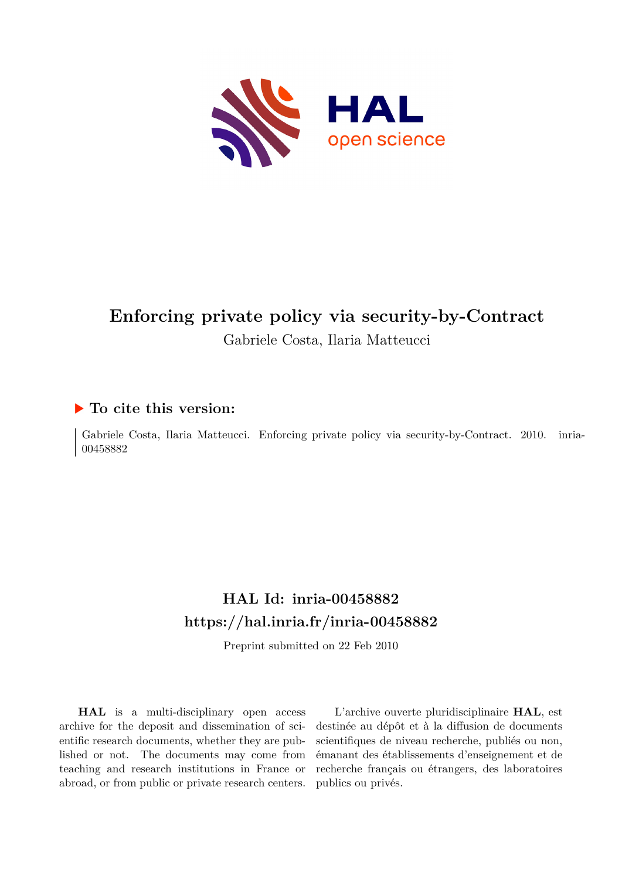# Enforcing private policy via security-by-Contract

Gabriele Costa, Ilaria Matteucci

## ▶ To cite this version:

Gabriele Costa, Ilaria Matteucci. Enforcing private policy via security-by-Contract. 2010. inria-00458882

## HAL Id: inria-00458882
## https://hal.inria.fr/inria-00458882

Preprint submitted on 22 Feb 2010

**HAL** is a multi-disciplinary open access archive for the deposit and dissemination of scientific research documents, whether they are published or not. The documents may come from teaching and research institutions in France or abroad, or from public or private research centers.

L'archive ouverte pluridisciplinaire **HAL**, est destinée au dépôt et à la diffusion de documents scientifiques de niveau recherche, publiés ou non, émanant des établissements d'enseignement et de recherche français ou étrangers, des laboratoires publics ou privés.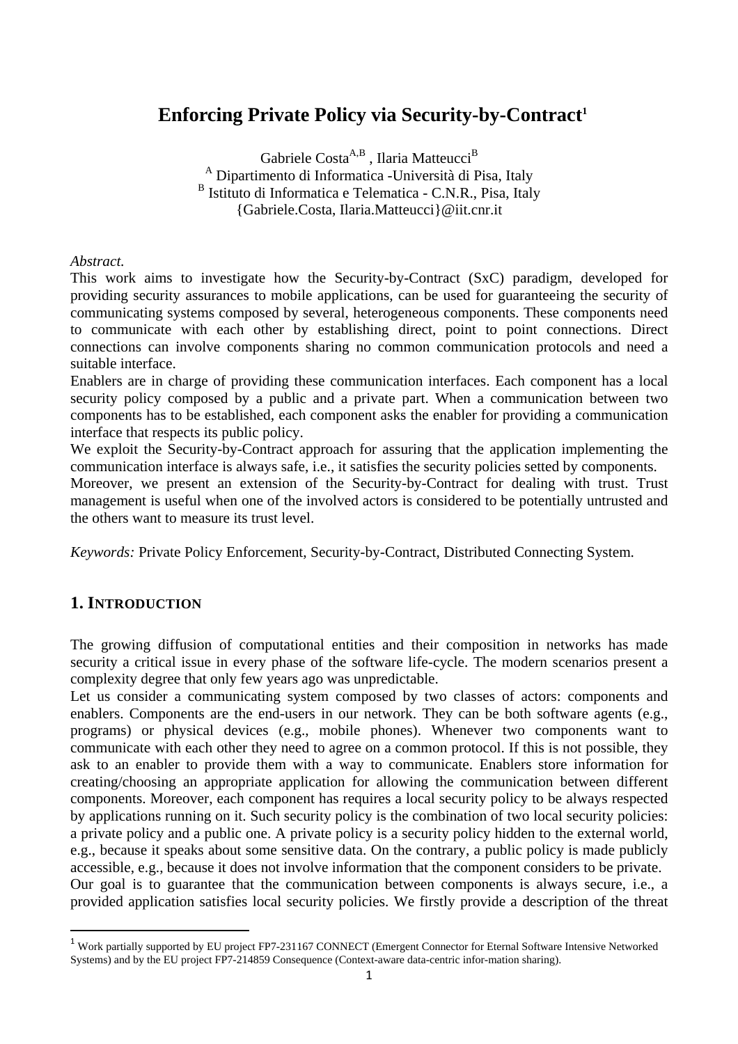# Enforcing Private Policy via Security-by-Contract[1]

Gabriele Costa[A,B] , Ilaria Matteucci[B]
[A] Dipartimento di Informatica -Università di Pisa, Italy
[B] Istituto di Informatica e Telematica - C.N.R., Pisa, Italy
{Gabriele.Costa, Ilaria.Matteucci}@iit.cnr.it

*Abstract.*
This work aims to investigate how the Security-by-Contract (SxC) paradigm, developed for providing security assurances to mobile applications, can be used for guaranteeing the security of communicating systems composed by several, heterogeneous components. These components need to communicate with each other by establishing direct, point to point connections. Direct connections can involve components sharing no common communication protocols and need a suitable interface.
Enablers are in charge of providing these communication interfaces. Each component has a local security policy composed by a public and a private part. When a communication between two components has to be established, each component asks the enabler for providing a communication interface that respects its public policy.
We exploit the Security-by-Contract approach for assuring that the application implementing the communication interface is always safe, i.e., it satisfies the security policies setted by components.
Moreover, we present an extension of the Security-by-Contract for dealing with trust. Trust management is useful when one of the involved actors is considered to be potentially untrusted and the others want to measure its trust level.

*Keywords:* Private Policy Enforcement, Security-by-Contract, Distributed Connecting System.

## 1. INTRODUCTION

The growing diffusion of computational entities and their composition in networks has made security a critical issue in every phase of the software life-cycle. The modern scenarios present a complexity degree that only few years ago was unpredictable.
Let us consider a communicating system composed by two classes of actors: components and enablers. Components are the end-users in our network. They can be both software agents (e.g., programs) or physical devices (e.g., mobile phones). Whenever two components want to communicate with each other they need to agree on a common protocol. If this is not possible, they ask to an enabler to provide them with a way to communicate. Enablers store information for creating/choosing an appropriate application for allowing the communication between different components. Moreover, each component has requires a local security policy to be always respected by applications running on it. Such security policy is the combination of two local security policies: a private policy and a public one. A private policy is a security policy hidden to the external world, e.g., because it speaks about some sensitive data. On the contrary, a public policy is made publicly accessible, e.g., because it does not involve information that the component considers to be private.
Our goal is to guarantee that the communication between components is always secure, i.e., a provided application satisfies local security policies. We firstly provide a description of the threat

[1] Work partially supported by EU project FP7-231167 CONNECT (Emergent Connector for Eternal Software Intensive Networked Systems) and by the EU project FP7-214859 Consequence (Context-aware data-centric infor-mation sharing).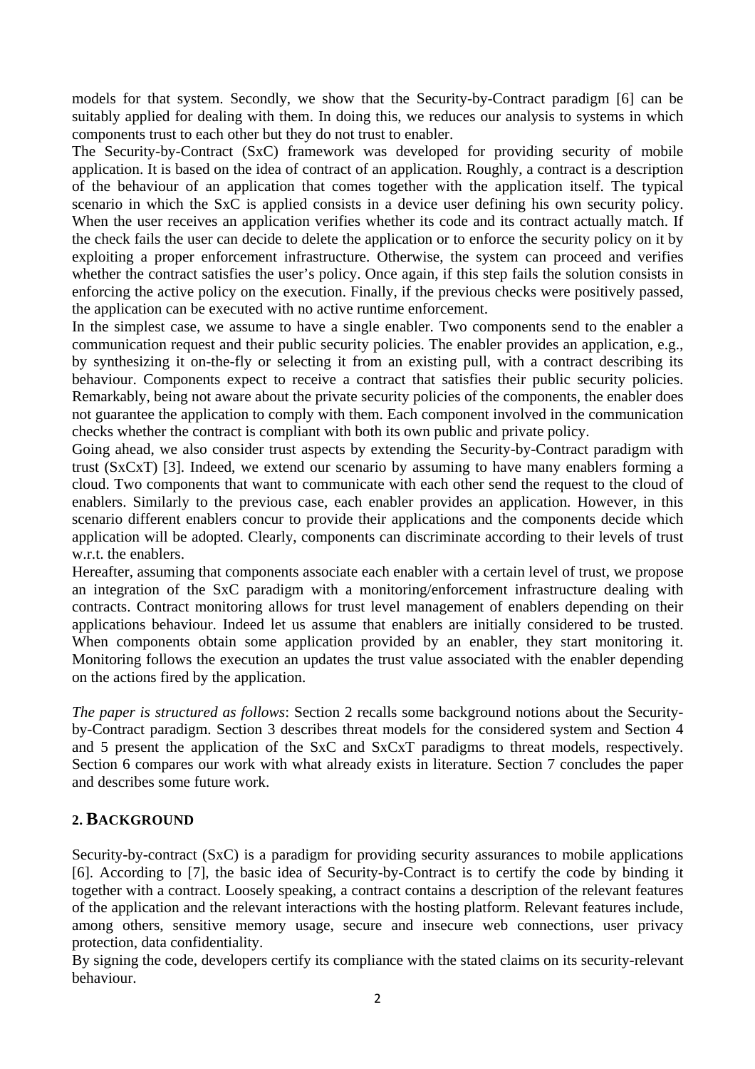models for that system. Secondly, we show that the Security-by-Contract paradigm [6] can be suitably applied for dealing with them. In doing this, we reduces our analysis to systems in which components trust to each other but they do not trust to enabler.

The Security-by-Contract (SxC) framework was developed for providing security of mobile application. It is based on the idea of contract of an application. Roughly, a contract is a description of the behaviour of an application that comes together with the application itself. The typical scenario in which the SxC is applied consists in a device user defining his own security policy. When the user receives an application verifies whether its code and its contract actually match. If the check fails the user can decide to delete the application or to enforce the security policy on it by exploiting a proper enforcement infrastructure. Otherwise, the system can proceed and verifies whether the contract satisfies the user's policy. Once again, if this step fails the solution consists in enforcing the active policy on the execution. Finally, if the previous checks were positively passed, the application can be executed with no active runtime enforcement.

In the simplest case, we assume to have a single enabler. Two components send to the enabler a communication request and their public security policies. The enabler provides an application, e.g., by synthesizing it on-the-fly or selecting it from an existing pull, with a contract describing its behaviour. Components expect to receive a contract that satisfies their public security policies. Remarkably, being not aware about the private security policies of the components, the enabler does not guarantee the application to comply with them. Each component involved in the communication checks whether the contract is compliant with both its own public and private policy.

Going ahead, we also consider trust aspects by extending the Security-by-Contract paradigm with trust (SxCxT) [3]. Indeed, we extend our scenario by assuming to have many enablers forming a cloud. Two components that want to communicate with each other send the request to the cloud of enablers. Similarly to the previous case, each enabler provides an application. However, in this scenario different enablers concur to provide their applications and the components decide which application will be adopted. Clearly, components can discriminate according to their levels of trust w.r.t. the enablers.

Hereafter, assuming that components associate each enabler with a certain level of trust, we propose an integration of the SxC paradigm with a monitoring/enforcement infrastructure dealing with contracts. Contract monitoring allows for trust level management of enablers depending on their applications behaviour. Indeed let us assume that enablers are initially considered to be trusted. When components obtain some application provided by an enabler, they start monitoring it. Monitoring follows the execution an updates the trust value associated with the enabler depending on the actions fired by the application.

*The paper is structured as follows*: Section 2 recalls some background notions about the Security-by-Contract paradigm. Section 3 describes threat models for the considered system and Section 4 and 5 present the application of the SxC and SxCxT paradigms to threat models, respectively. Section 6 compares our work with what already exists in literature. Section 7 concludes the paper and describes some future work.

## 2. BACKGROUND

Security-by-contract (SxC) is a paradigm for providing security assurances to mobile applications [6]. According to [7], the basic idea of Security-by-Contract is to certify the code by binding it together with a contract. Loosely speaking, a contract contains a description of the relevant features of the application and the relevant interactions with the hosting platform. Relevant features include, among others, sensitive memory usage, secure and insecure web connections, user privacy protection, data confidentiality.

By signing the code, developers certify its compliance with the stated claims on its security-relevant behaviour.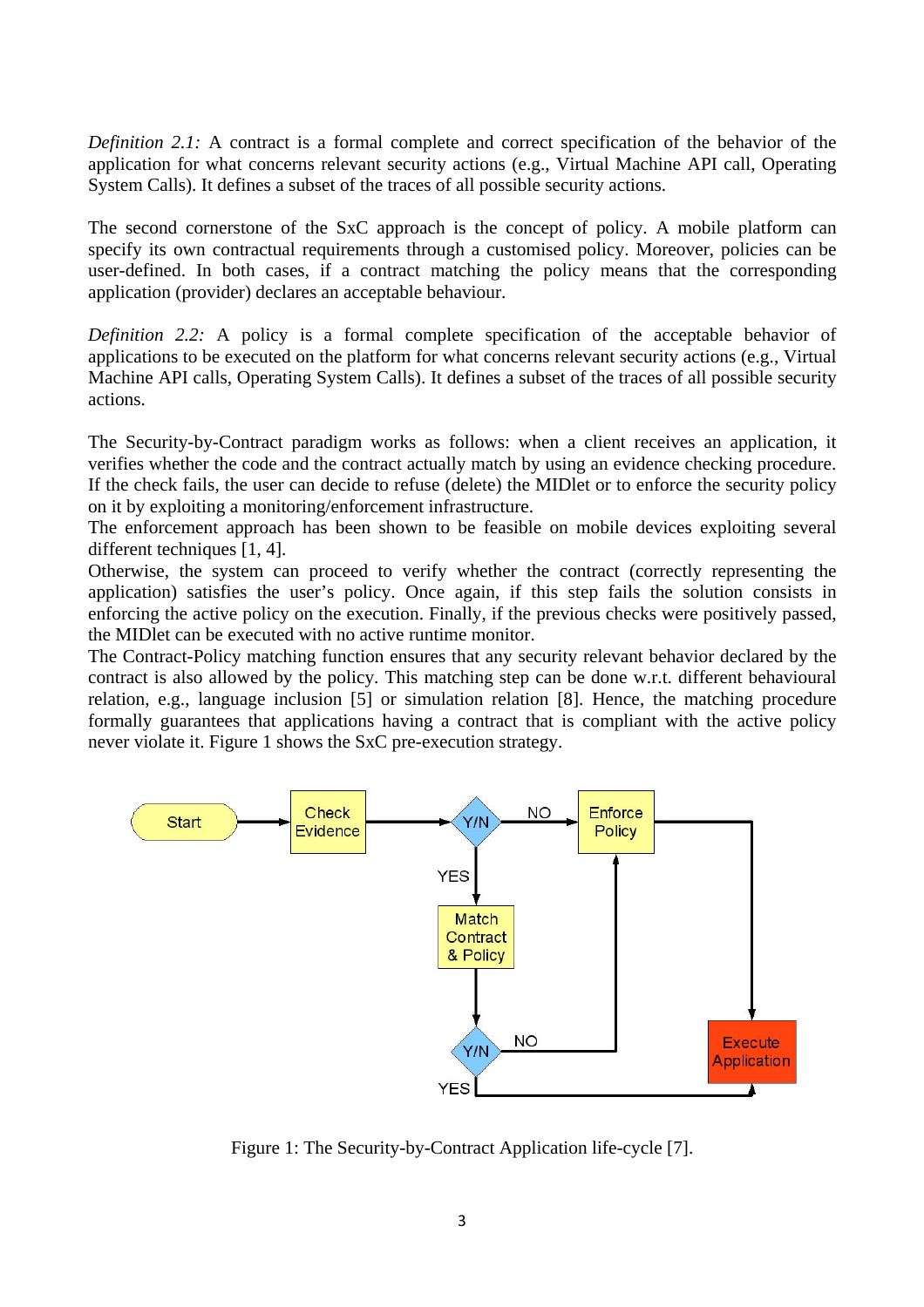*Definition 2.1:* A contract is a formal complete and correct specification of the behavior of the application for what concerns relevant security actions (e.g., Virtual Machine API call, Operating System Calls). It defines a subset of the traces of all possible security actions.

The second cornerstone of the SxC approach is the concept of policy. A mobile platform can specify its own contractual requirements through a customised policy. Moreover, policies can be user-defined. In both cases, if a contract matching the policy means that the corresponding application (provider) declares an acceptable behaviour.

*Definition 2.2:* A policy is a formal complete specification of the acceptable behavior of applications to be executed on the platform for what concerns relevant security actions (e.g., Virtual Machine API calls, Operating System Calls). It defines a subset of the traces of all possible security actions.

The Security-by-Contract paradigm works as follows: when a client receives an application, it verifies whether the code and the contract actually match by using an evidence checking procedure. If the check fails, the user can decide to refuse (delete) the MIDlet or to enforce the security policy on it by exploiting a monitoring/enforcement infrastructure.
The enforcement approach has been shown to be feasible on mobile devices exploiting several different techniques [1, 4].
Otherwise, the system can proceed to verify whether the contract (correctly representing the application) satisfies the user's policy. Once again, if this step fails the solution consists in enforcing the active policy on the execution. Finally, if the previous checks were positively passed, the MIDlet can be executed with no active runtime monitor.
The Contract-Policy matching function ensures that any security relevant behavior declared by the contract is also allowed by the policy. This matching step can be done w.r.t. different behavioural relation, e.g., language inclusion [5] or simulation relation [8]. Hence, the matching procedure formally guarantees that applications having a contract that is compliant with the active policy never violate it. Figure 1 shows the SxC pre-execution strategy.

Figure 1: The Security-by-Contract Application life-cycle [7].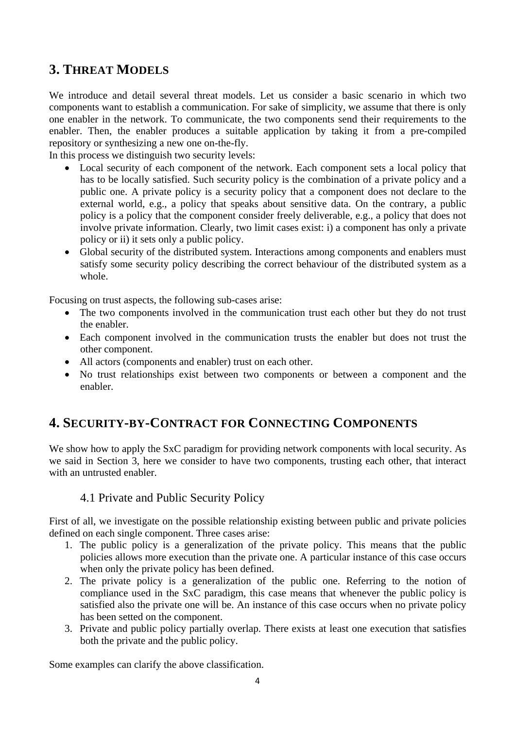## 3. Threat Models

We introduce and detail several threat models. Let us consider a basic scenario in which two components want to establish a communication. For sake of simplicity, we assume that there is only one enabler in the network. To communicate, the two components send their requirements to the enabler. Then, the enabler produces a suitable application by taking it from a pre-compiled repository or synthesizing a new one on-the-fly.

In this process we distinguish two security levels:

- Local security of each component of the network. Each component sets a local policy that has to be locally satisfied. Such security policy is the combination of a private policy and a public one. A private policy is a security policy that a component does not declare to the external world, e.g., a policy that speaks about sensitive data. On the contrary, a public policy is a policy that the component consider freely deliverable, e.g., a policy that does not involve private information. Clearly, two limit cases exist: i) a component has only a private policy or ii) it sets only a public policy.
- Global security of the distributed system. Interactions among components and enablers must satisfy some security policy describing the correct behaviour of the distributed system as a whole.

Focusing on trust aspects, the following sub-cases arise:

- The two components involved in the communication trust each other but they do not trust the enabler.
- Each component involved in the communication trusts the enabler but does not trust the other component.
- All actors (components and enabler) trust on each other.
- No trust relationships exist between two components or between a component and the enabler.

## 4. Security-by-Contract for Connecting Components

We show how to apply the SxC paradigm for providing network components with local security. As we said in Section 3, here we consider to have two components, trusting each other, that interact with an untrusted enabler.

### 4.1 Private and Public Security Policy

First of all, we investigate on the possible relationship existing between public and private policies defined on each single component. Three cases arise:

1. The public policy is a generalization of the private policy. This means that the public policies allows more execution than the private one. A particular instance of this case occurs when only the private policy has been defined.
2. The private policy is a generalization of the public one. Referring to the notion of compliance used in the SxC paradigm, this case means that whenever the public policy is satisfied also the private one will be. An instance of this case occurs when no private policy has been setted on the component.
3. Private and public policy partially overlap. There exists at least one execution that satisfies both the private and the public policy.

Some examples can clarify the above classification.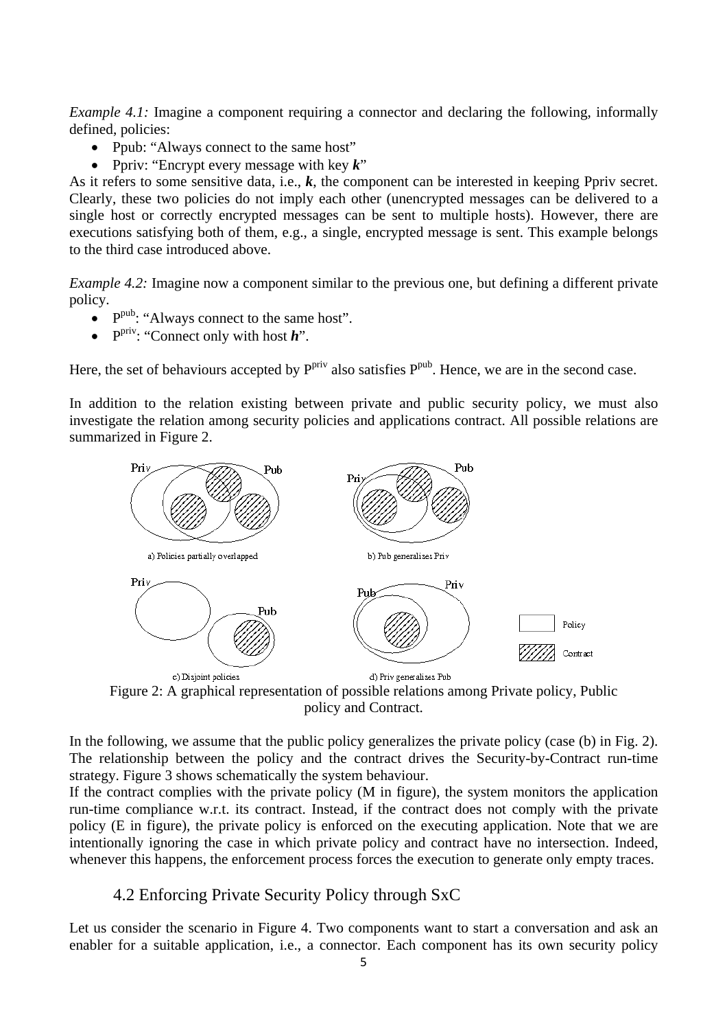*Example 4.1:* Imagine a component requiring a connector and declaring the following, informally defined, policies:

- Ppub: "Always connect to the same host"
- Ppriv: "Encrypt every message with key ***k***"

As it refers to some sensitive data, i.e., ***k***, the component can be interested in keeping Ppriv secret. Clearly, these two policies do not imply each other (unencrypted messages can be delivered to a single host or correctly encrypted messages can be sent to multiple hosts). However, there are executions satisfying both of them, e.g., a single, encrypted message is sent. This example belongs to the third case introduced above.

*Example 4.2:* Imagine now a component similar to the previous one, but defining a different private policy.

- $P^{pub}$: "Always connect to the same host".
- $P^{priv}$: "Connect only with host ***h***".

Here, the set of behaviours accepted by $P^{priv}$ also satisfies $P^{pub}$. Hence, we are in the second case.

In addition to the relation existing between private and public security policy, we must also investigate the relation among security policies and applications contract. All possible relations are summarized in Figure 2.

Figure 2: A graphical representation of possible relations among Private policy, Public policy and Contract.

In the following, we assume that the public policy generalizes the private policy (case (b) in Fig. 2). The relationship between the policy and the contract drives the Security-by-Contract run-time strategy. Figure 3 shows schematically the system behaviour.

If the contract complies with the private policy (M in figure), the system monitors the application run-time compliance w.r.t. its contract. Instead, if the contract does not comply with the private policy (E in figure), the private policy is enforced on the executing application. Note that we are intentionally ignoring the case in which private policy and contract have no intersection. Indeed, whenever this happens, the enforcement process forces the execution to generate only empty traces.

## 4.2 Enforcing Private Security Policy through SxC

Let us consider the scenario in Figure 4. Two components want to start a conversation and ask an enabler for a suitable application, i.e., a connector. Each component has its own security policy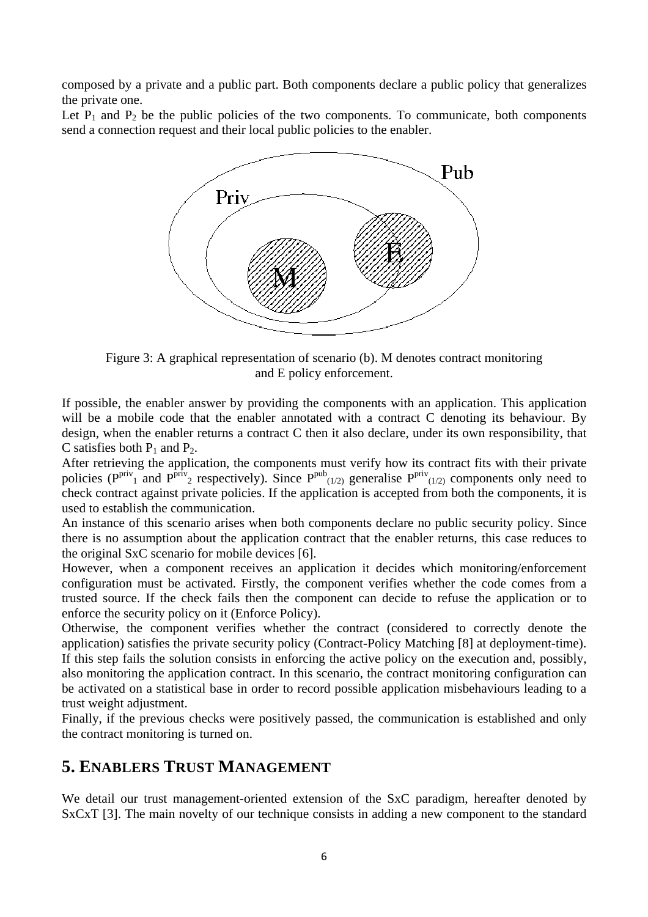composed by a private and a public part. Both components declare a public policy that generalizes the private one.

Let $P_1$ and $P_2$ be the public policies of the two components. To communicate, both components send a connection request and their local public policies to the enabler.

Figure 3: A graphical representation of scenario (b). M denotes contract monitoring and E policy enforcement.

If possible, the enabler answer by providing the components with an application. This application will be a mobile code that the enabler annotated with a contract C denoting its behaviour. By design, when the enabler returns a contract C then it also declare, under its own responsibility, that C satisfies both $P_1$ and $P_2$.

After retrieving the application, the components must verify how its contract fits with their private policies ($P^{priv}_1$ and $P^{priv}_2$ respectively). Since $P^{pub}_{(1/2)}$ generalise $P^{priv}_{(1/2)}$ components only need to check contract against private policies. If the application is accepted from both the components, it is used to establish the communication.

An instance of this scenario arises when both components declare no public security policy. Since there is no assumption about the application contract that the enabler returns, this case reduces to the original SxC scenario for mobile devices [6].

However, when a component receives an application it decides which monitoring/enforcement configuration must be activated. Firstly, the component verifies whether the code comes from a trusted source. If the check fails then the component can decide to refuse the application or to enforce the security policy on it (Enforce Policy).

Otherwise, the component verifies whether the contract (considered to correctly denote the application) satisfies the private security policy (Contract-Policy Matching [8] at deployment-time). If this step fails the solution consists in enforcing the active policy on the execution and, possibly, also monitoring the application contract. In this scenario, the contract monitoring configuration can be activated on a statistical base in order to record possible application misbehaviours leading to a trust weight adjustment.

Finally, if the previous checks were positively passed, the communication is established and only the contract monitoring is turned on.

## 5. ENABLERS TRUST MANAGEMENT

We detail our trust management-oriented extension of the SxC paradigm, hereafter denoted by SxCxT [3]. The main novelty of our technique consists in adding a new component to the standard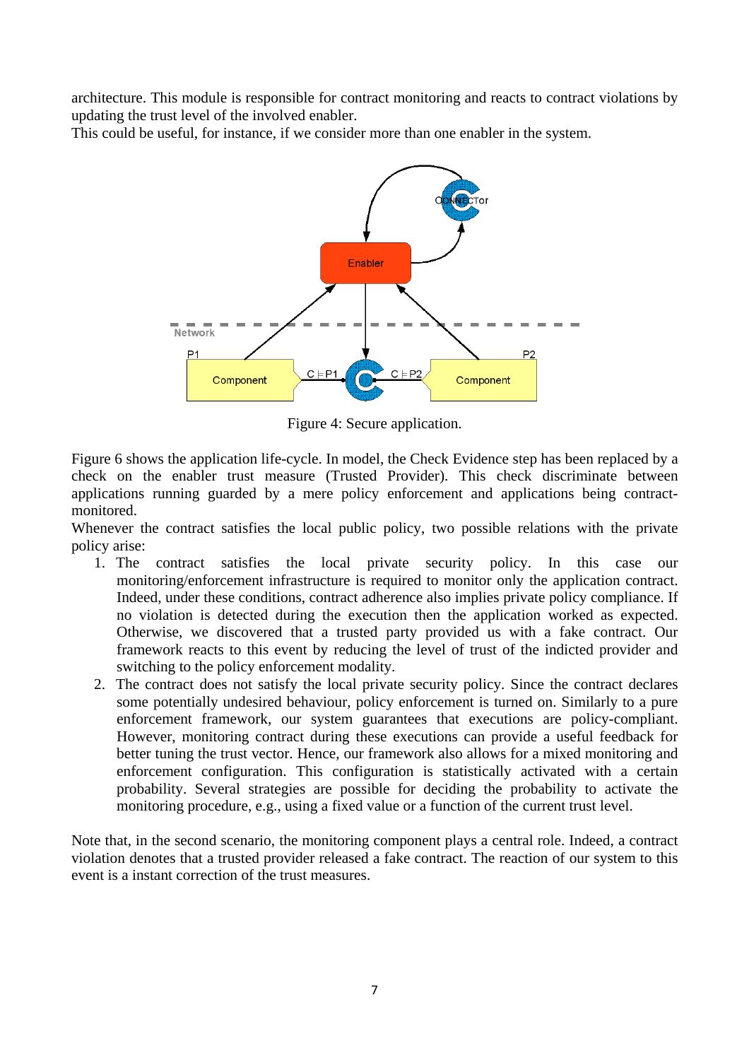architecture. This module is responsible for contract monitoring and reacts to contract violations by updating the trust level of the involved enabler.
This could be useful, for instance, if we consider more than one enabler in the system.

Figure 4: Secure application.

Figure 6 shows the application life-cycle. In model, the Check Evidence step has been replaced by a check on the enabler trust measure (Trusted Provider). This check discriminate between applications running guarded by a mere policy enforcement and applications being contract-monitored.
Whenever the contract satisfies the local public policy, two possible relations with the private policy arise:

1. The contract satisfies the local private security policy. In this case our monitoring/enforcement infrastructure is required to monitor only the application contract. Indeed, under these conditions, contract adherence also implies private policy compliance. If no violation is detected during the execution then the application worked as expected. Otherwise, we discovered that a trusted party provided us with a fake contract. Our framework reacts to this event by reducing the level of trust of the indicted provider and switching to the policy enforcement modality.
2. The contract does not satisfy the local private security policy. Since the contract declares some potentially undesired behaviour, policy enforcement is turned on. Similarly to a pure enforcement framework, our system guarantees that executions are policy-compliant. However, monitoring contract during these executions can provide a useful feedback for better tuning the trust vector. Hence, our framework also allows for a mixed monitoring and enforcement configuration. This configuration is statistically activated with a certain probability. Several strategies are possible for deciding the probability to activate the monitoring procedure, e.g., using a fixed value or a function of the current trust level.

Note that, in the second scenario, the monitoring component plays a central role. Indeed, a contract violation denotes that a trusted provider released a fake contract. The reaction of our system to this event is a instant correction of the trust measures.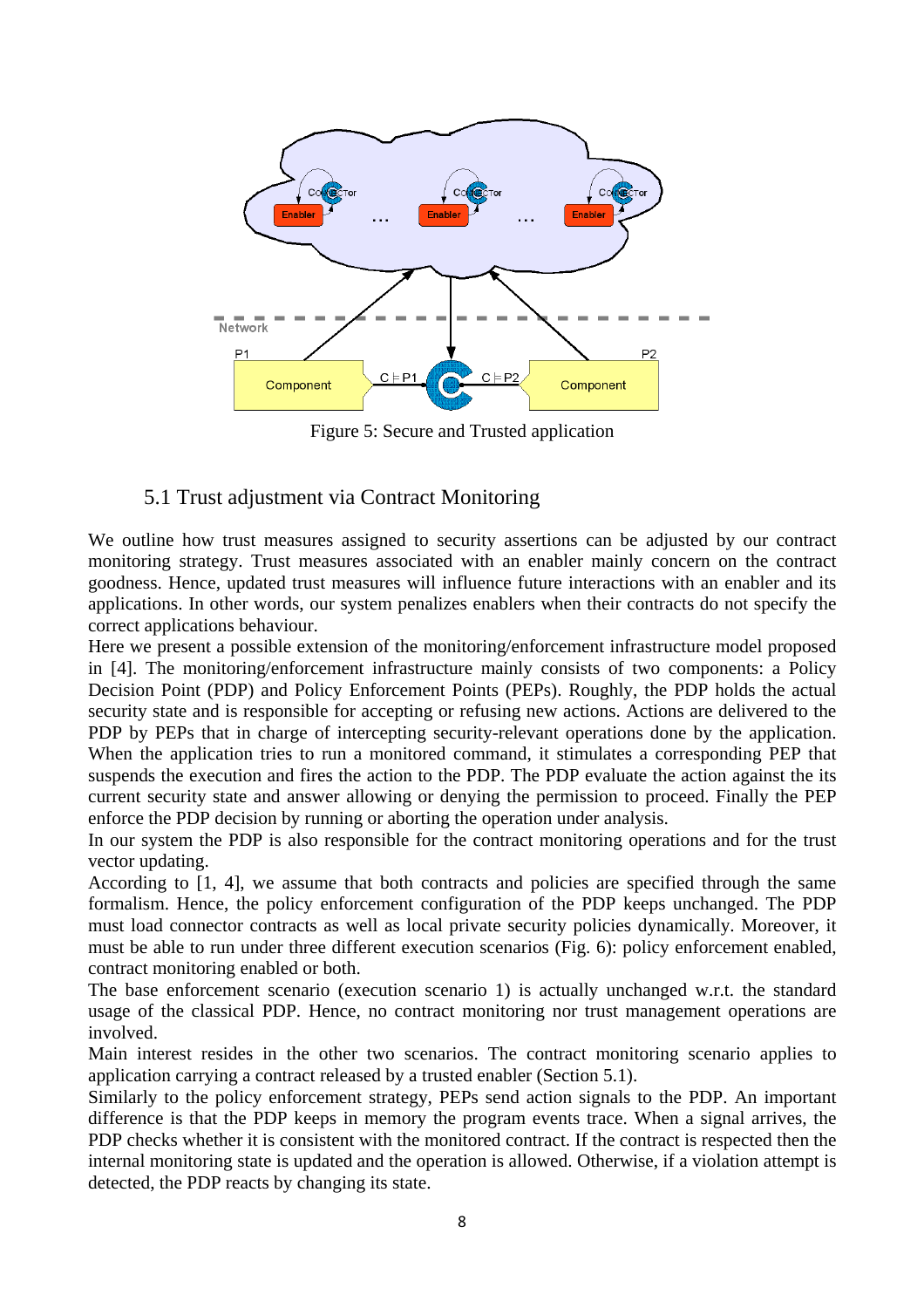Figure 5: Secure and Trusted application

## 5.1 Trust adjustment via Contract Monitoring

We outline how trust measures assigned to security assertions can be adjusted by our contract monitoring strategy. Trust measures associated with an enabler mainly concern on the contract goodness. Hence, updated trust measures will influence future interactions with an enabler and its applications. In other words, our system penalizes enablers when their contracts do not specify the correct applications behaviour.

Here we present a possible extension of the monitoring/enforcement infrastructure model proposed in [4]. The monitoring/enforcement infrastructure mainly consists of two components: a Policy Decision Point (PDP) and Policy Enforcement Points (PEPs). Roughly, the PDP holds the actual security state and is responsible for accepting or refusing new actions. Actions are delivered to the PDP by PEPs that in charge of intercepting security-relevant operations done by the application. When the application tries to run a monitored command, it stimulates a corresponding PEP that suspends the execution and fires the action to the PDP. The PDP evaluate the action against the its current security state and answer allowing or denying the permission to proceed. Finally the PEP enforce the PDP decision by running or aborting the operation under analysis.

In our system the PDP is also responsible for the contract monitoring operations and for the trust vector updating.

According to [1, 4], we assume that both contracts and policies are specified through the same formalism. Hence, the policy enforcement configuration of the PDP keeps unchanged. The PDP must load connector contracts as well as local private security policies dynamically. Moreover, it must be able to run under three different execution scenarios (Fig. 6): policy enforcement enabled, contract monitoring enabled or both.

The base enforcement scenario (execution scenario 1) is actually unchanged w.r.t. the standard usage of the classical PDP. Hence, no contract monitoring nor trust management operations are involved.

Main interest resides in the other two scenarios. The contract monitoring scenario applies to application carrying a contract released by a trusted enabler (Section 5.1).

Similarly to the policy enforcement strategy, PEPs send action signals to the PDP. An important difference is that the PDP keeps in memory the program events trace. When a signal arrives, the PDP checks whether it is consistent with the monitored contract. If the contract is respected then the internal monitoring state is updated and the operation is allowed. Otherwise, if a violation attempt is detected, the PDP reacts by changing its state.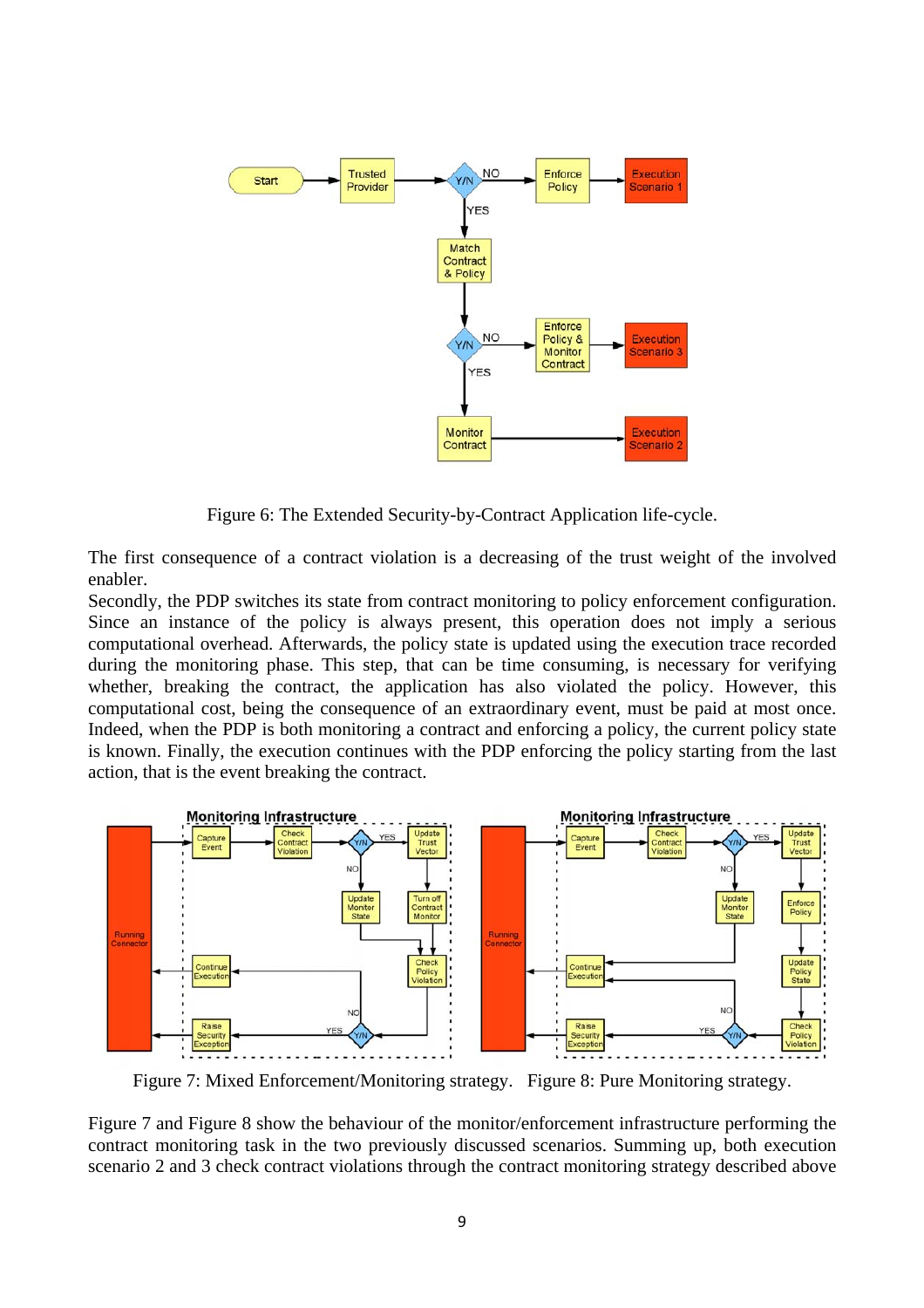Figure 6: The Extended Security-by-Contract Application life-cycle.

The first consequence of a contract violation is a decreasing of the trust weight of the involved enabler.
Secondly, the PDP switches its state from contract monitoring to policy enforcement configuration. Since an instance of the policy is always present, this operation does not imply a serious computational overhead. Afterwards, the policy state is updated using the execution trace recorded during the monitoring phase. This step, that can be time consuming, is necessary for verifying whether, breaking the contract, the application has also violated the policy. However, this computational cost, being the consequence of an extraordinary event, must be paid at most once. Indeed, when the PDP is both monitoring a contract and enforcing a policy, the current policy state is known. Finally, the execution continues with the PDP enforcing the policy starting from the last action, that is the event breaking the contract.

Figure 7: Mixed Enforcement/Monitoring strategy. Figure 8: Pure Monitoring strategy.

Figure 7 and Figure 8 show the behaviour of the monitor/enforcement infrastructure performing the contract monitoring task in the two previously discussed scenarios. Summing up, both execution scenario 2 and 3 check contract violations through the contract monitoring strategy described above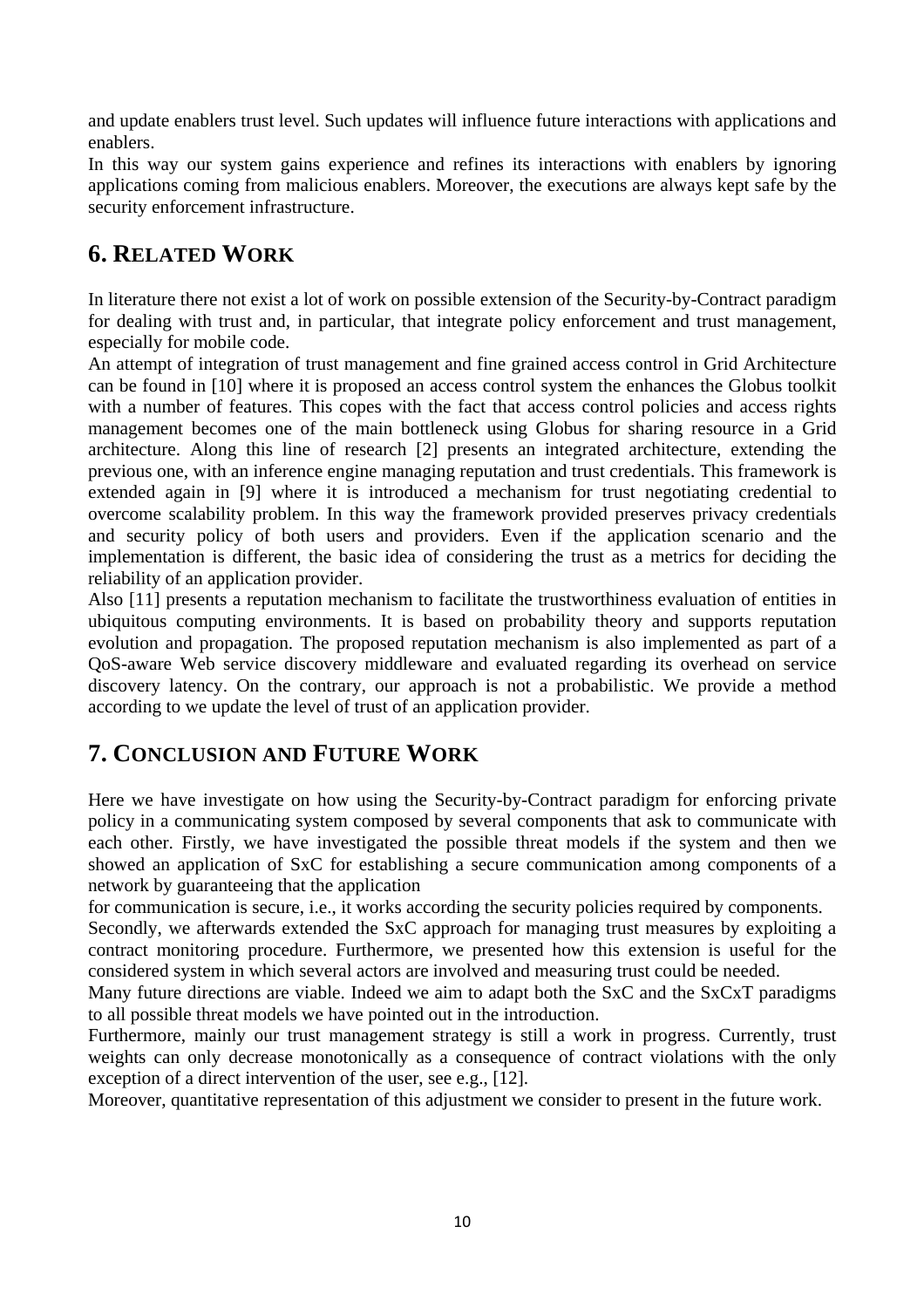and update enablers trust level. Such updates will influence future interactions with applications and enablers.

In this way our system gains experience and refines its interactions with enablers by ignoring applications coming from malicious enablers. Moreover, the executions are always kept safe by the security enforcement infrastructure.

## 6. Related Work

In literature there not exist a lot of work on possible extension of the Security-by-Contract paradigm for dealing with trust and, in particular, that integrate policy enforcement and trust management, especially for mobile code.

An attempt of integration of trust management and fine grained access control in Grid Architecture can be found in [10] where it is proposed an access control system the enhances the Globus toolkit with a number of features. This copes with the fact that access control policies and access rights management becomes one of the main bottleneck using Globus for sharing resource in a Grid architecture. Along this line of research [2] presents an integrated architecture, extending the previous one, with an inference engine managing reputation and trust credentials. This framework is extended again in [9] where it is introduced a mechanism for trust negotiating credential to overcome scalability problem. In this way the framework provided preserves privacy credentials and security policy of both users and providers. Even if the application scenario and the implementation is different, the basic idea of considering the trust as a metrics for deciding the reliability of an application provider.

Also [11] presents a reputation mechanism to facilitate the trustworthiness evaluation of entities in ubiquitous computing environments. It is based on probability theory and supports reputation evolution and propagation. The proposed reputation mechanism is also implemented as part of a QoS-aware Web service discovery middleware and evaluated regarding its overhead on service discovery latency. On the contrary, our approach is not a probabilistic. We provide a method according to we update the level of trust of an application provider.

## 7. Conclusion and Future Work

Here we have investigate on how using the Security-by-Contract paradigm for enforcing private policy in a communicating system composed by several components that ask to communicate with each other. Firstly, we have investigated the possible threat models if the system and then we showed an application of SxC for establishing a secure communication among components of a network by guaranteeing that the application

for communication is secure, i.e., it works according the security policies required by components.

Secondly, we afterwards extended the SxC approach for managing trust measures by exploiting a contract monitoring procedure. Furthermore, we presented how this extension is useful for the considered system in which several actors are involved and measuring trust could be needed.

Many future directions are viable. Indeed we aim to adapt both the SxC and the SxCxT paradigms to all possible threat models we have pointed out in the introduction.

Furthermore, mainly our trust management strategy is still a work in progress. Currently, trust weights can only decrease monotonically as a consequence of contract violations with the only exception of a direct intervention of the user, see e.g., [12].

Moreover, quantitative representation of this adjustment we consider to present in the future work.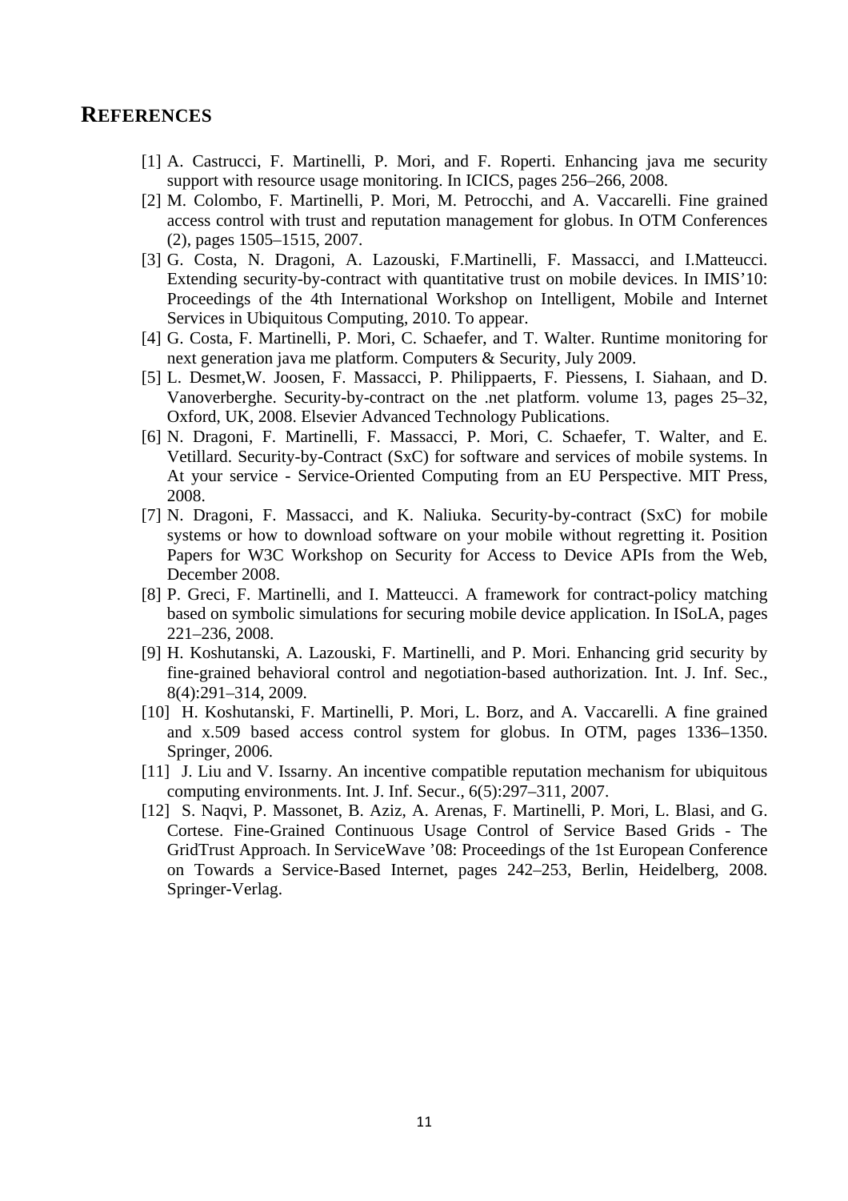## REFERENCES

[1] A. Castrucci, F. Martinelli, P. Mori, and F. Roperti. Enhancing java me security support with resource usage monitoring. In ICICS, pages 256–266, 2008.

[2] M. Colombo, F. Martinelli, P. Mori, M. Petrocchi, and A. Vaccarelli. Fine grained access control with trust and reputation management for globus. In OTM Conferences (2), pages 1505–1515, 2007.

[3] G. Costa, N. Dragoni, A. Lazouski, F.Martinelli, F. Massacci, and I.Matteucci. Extending security-by-contract with quantitative trust on mobile devices. In IMIS'10: Proceedings of the 4th International Workshop on Intelligent, Mobile and Internet Services in Ubiquitous Computing, 2010. To appear.

[4] G. Costa, F. Martinelli, P. Mori, C. Schaefer, and T. Walter. Runtime monitoring for next generation java me platform. Computers & Security, July 2009.

[5] L. Desmet,W. Joosen, F. Massacci, P. Philippaerts, F. Piessens, I. Siahaan, and D. Vanoverberghe. Security-by-contract on the .net platform. volume 13, pages 25–32, Oxford, UK, 2008. Elsevier Advanced Technology Publications.

[6] N. Dragoni, F. Martinelli, F. Massacci, P. Mori, C. Schaefer, T. Walter, and E. Vetillard. Security-by-Contract (SxC) for software and services of mobile systems. In At your service - Service-Oriented Computing from an EU Perspective. MIT Press, 2008.

[7] N. Dragoni, F. Massacci, and K. Naliuka. Security-by-contract (SxC) for mobile systems or how to download software on your mobile without regretting it. Position Papers for W3C Workshop on Security for Access to Device APIs from the Web, December 2008.

[8] P. Greci, F. Martinelli, and I. Matteucci. A framework for contract-policy matching based on symbolic simulations for securing mobile device application. In ISoLA, pages 221–236, 2008.

[9] H. Koshutanski, A. Lazouski, F. Martinelli, and P. Mori. Enhancing grid security by fine-grained behavioral control and negotiation-based authorization. Int. J. Inf. Sec., 8(4):291–314, 2009.

[10] H. Koshutanski, F. Martinelli, P. Mori, L. Borz, and A. Vaccarelli. A fine grained and x.509 based access control system for globus. In OTM, pages 1336–1350. Springer, 2006.

[11] J. Liu and V. Issarny. An incentive compatible reputation mechanism for ubiquitous computing environments. Int. J. Inf. Secur., 6(5):297–311, 2007.

[12] S. Naqvi, P. Massonet, B. Aziz, A. Arenas, F. Martinelli, P. Mori, L. Blasi, and G. Cortese. Fine-Grained Continuous Usage Control of Service Based Grids - The GridTrust Approach. In ServiceWave '08: Proceedings of the 1st European Conference on Towards a Service-Based Internet, pages 242–253, Berlin, Heidelberg, 2008. Springer-Verlag.